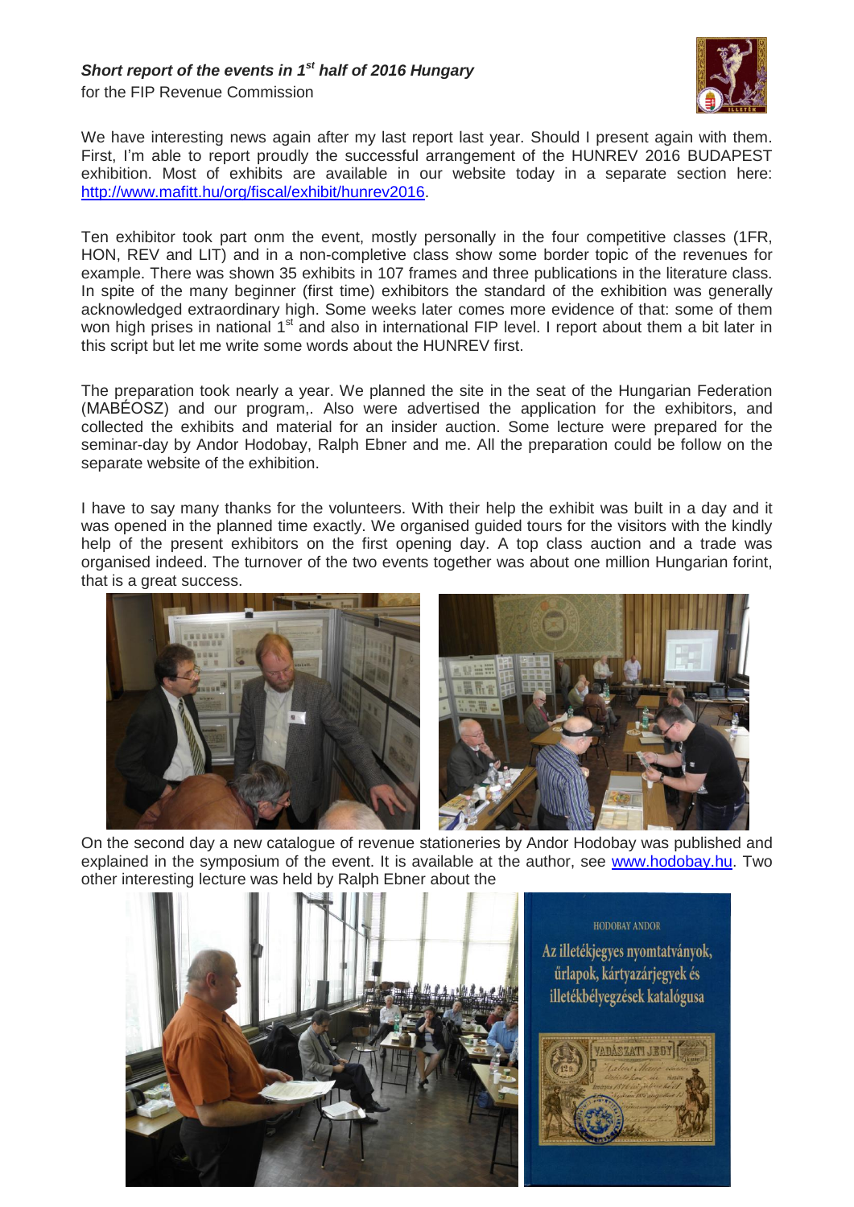***Short report of the events in 1st half of 2016 Hungary***

for the FIP Revenue Commission

We have interesting news again after my last report last year. Should I present again with them. First, I'm able to report proudly the successful arrangement of the HUNREV 2016 BUDAPEST exhibition. Most of exhibits are available in our website today in a separate section here: http://www.mafitt.hu/org/fiscal/exhibit/hunrev2016.

Ten exhibitor took part onm the event, mostly personally in the four competitive classes (1FR, HON, REV and LIT) and in a non-completive class show some border topic of the revenues for example. There was shown 35 exhibits in 107 frames and three publications in the literature class. In spite of the many beginner (first time) exhibitors the standard of the exhibition was generally acknowledged extraordinary high. Some weeks later comes more evidence of that: some of them won high prises in national 1st and also in international FIP level. I report about them a bit later in this script but let me write some words about the HUNREV first.

The preparation took nearly a year. We planned the site in the seat of the Hungarian Federation (MABÉOSZ) and our program,. Also were advertised the application for the exhibitors, and collected the exhibits and material for an insider auction. Some lecture were prepared for the seminar-day by Andor Hodobay, Ralph Ebner and me. All the preparation could be follow on the separate website of the exhibition.

I have to say many thanks for the volunteers. With their help the exhibit was built in a day and it was opened in the planned time exactly. We organised guided tours for the visitors with the kindly help of the present exhibitors on the first opening day. A top class auction and a trade was organised indeed. The turnover of the two events together was about one million Hungarian forint, that is a great success.

On the second day a new catalogue of revenue stationeries by Andor Hodobay was published and explained in the symposium of the event. It is available at the author, see www.hodobay.hu. Two other interesting lecture was held by Ralph Ebner about the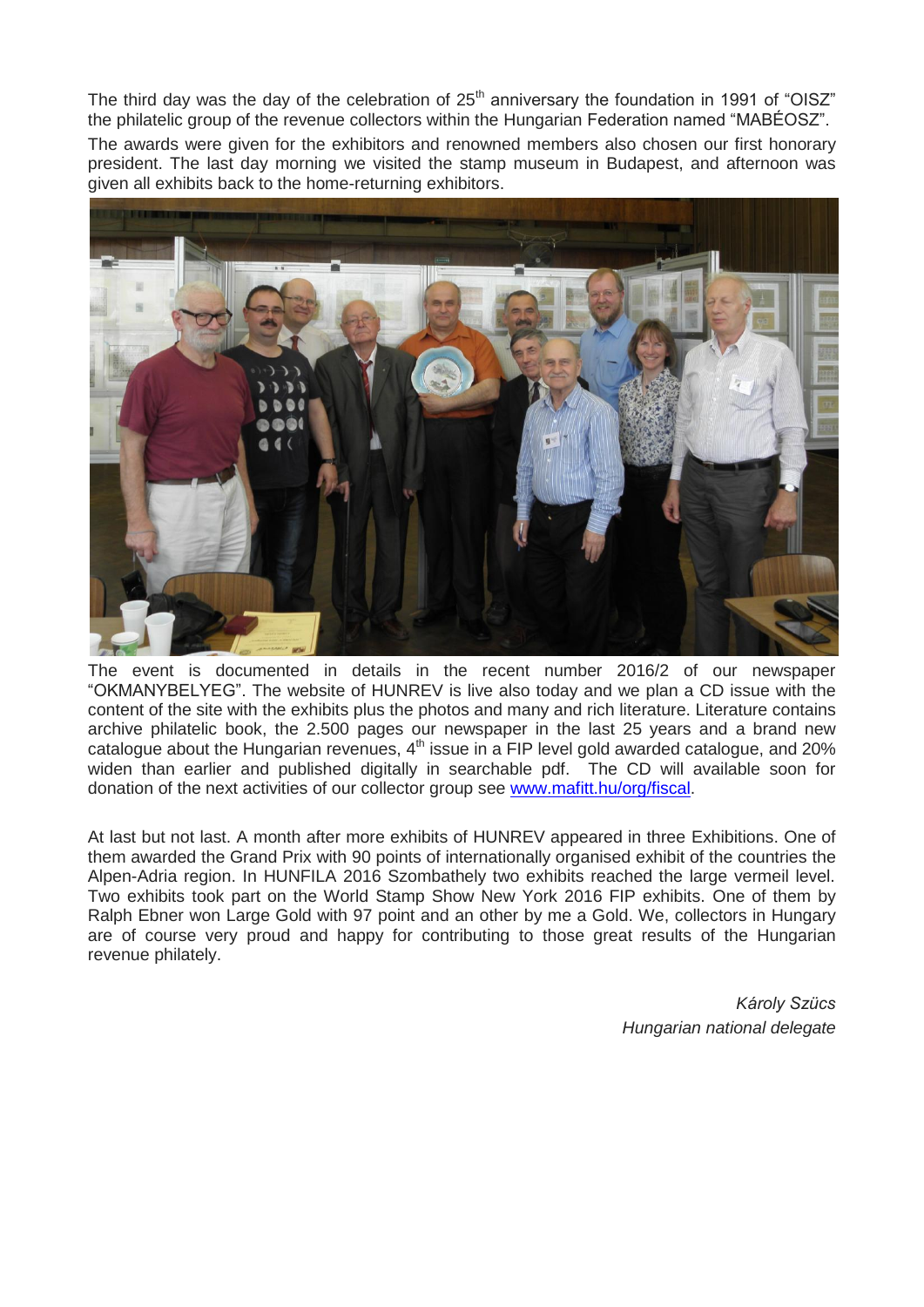The third day was the day of the celebration of 25th anniversary the foundation in 1991 of “OISZ” the philatelic group of the revenue collectors within the Hungarian Federation named “MABÉOSZ”.

The awards were given for the exhibitors and renowned members also chosen our first honorary president. The last day morning we visited the stamp museum in Budapest, and afternoon was given all exhibits back to the home-returning exhibitors.

The event is documented in details in the recent number 2016/2 of our newspaper “OKMANYBELYEG”. The website of HUNREV is live also today and we plan a CD issue with the content of the site with the exhibits plus the photos and many and rich literature. Literature contains archive philatelic book, the 2.500 pages our newspaper in the last 25 years and a brand new catalogue about the Hungarian revenues, 4th issue in a FIP level gold awarded catalogue, and 20% widen than earlier and published digitally in searchable pdf. The CD will available soon for donation of the next activities of our collector group see [www.mafitt.hu/org/fiscal](www.mafitt.hu/org/fiscal).

At last but not last. A month after more exhibits of HUNREV appeared in three Exhibitions. One of them awarded the Grand Prix with 90 points of internationally organised exhibit of the countries the Alpen-Adria region. In HUNFILA 2016 Szombathely two exhibits reached the large vermeil level. Two exhibits took part on the World Stamp Show New York 2016 FIP exhibits. One of them by Ralph Ebner won Large Gold with 97 point and an other by me a Gold. We, collectors in Hungary are of course very proud and happy for contributing to those great results of the Hungarian revenue philately.

*Károly Szücs*
*Hungarian national delegate*